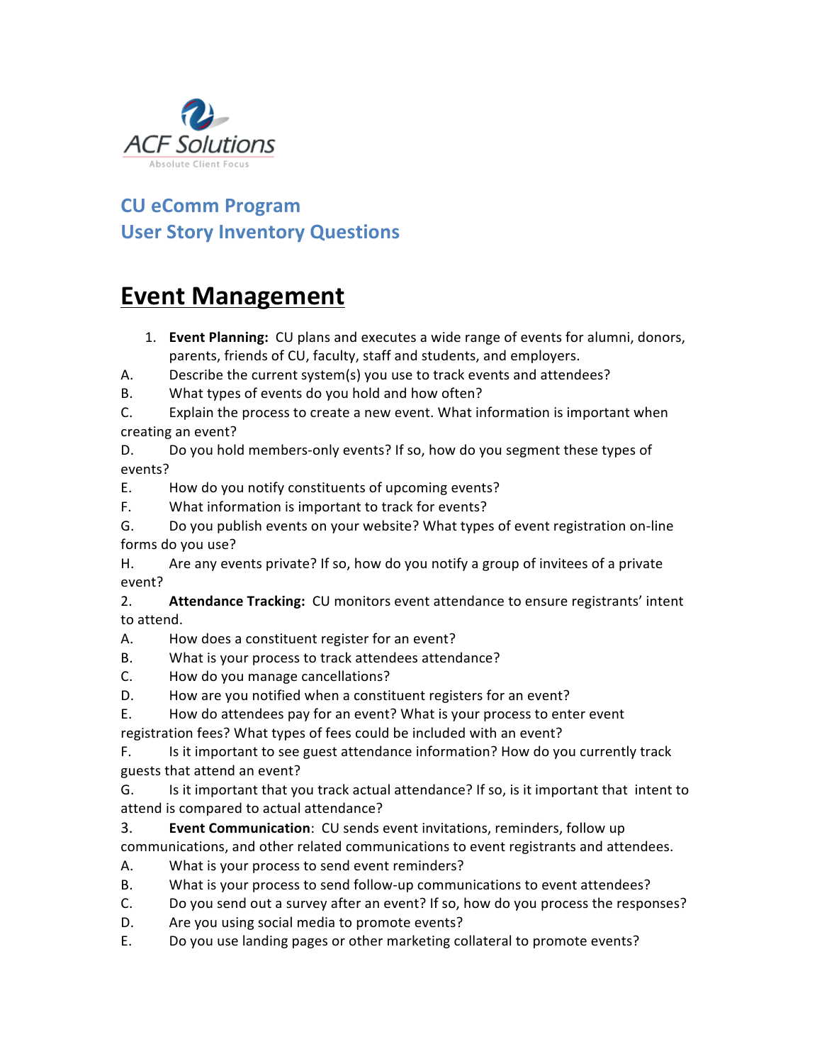ACF Solutions
Absolute Client Focus

## CU eComm Program
## User Story Inventory Questions

# Event Management

1. **Event Planning:** CU plans and executes a wide range of events for alumni, donors, parents, friends of CU, faculty, staff and students, and employers.

A. Describe the current system(s) you use to track events and attendees?

B. What types of events do you hold and how often?

C. Explain the process to create a new event. What information is important when creating an event?

D. Do you hold members-only events? If so, how do you segment these types of events?

E. How do you notify constituents of upcoming events?

F. What information is important to track for events?

G. Do you publish events on your website? What types of event registration on-line forms do you use?

H. Are any events private? If so, how do you notify a group of invitees of a private event?

2. **Attendance Tracking:** CU monitors event attendance to ensure registrants' intent to attend.

A. How does a constituent register for an event?

B. What is your process to track attendees attendance?

C. How do you manage cancellations?

D. How are you notified when a constituent registers for an event?

E. How do attendees pay for an event? What is your process to enter event registration fees? What types of fees could be included with an event?

F. Is it important to see guest attendance information? How do you currently track guests that attend an event?

G. Is it important that you track actual attendance? If so, is it important that intent to attend is compared to actual attendance?

3. **Event Communication**: CU sends event invitations, reminders, follow up communications, and other related communications to event registrants and attendees.

A. What is your process to send event reminders?

B. What is your process to send follow-up communications to event attendees?

C. Do you send out a survey after an event? If so, how do you process the responses?

D. Are you using social media to promote events?

E. Do you use landing pages or other marketing collateral to promote events?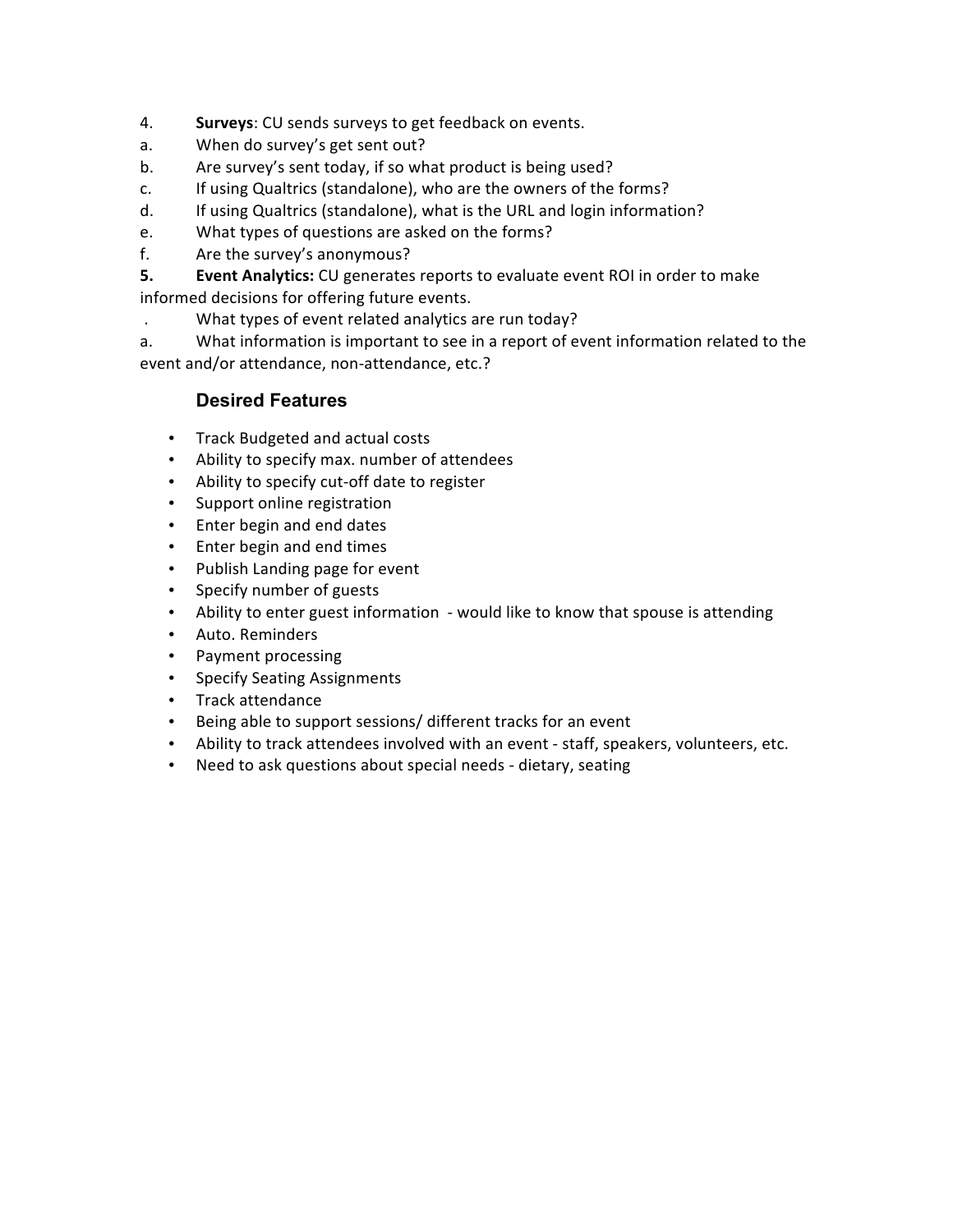4. **Surveys**: CU sends surveys to get feedback on events.

a. When do survey's get sent out?

b. Are survey's sent today, if so what product is being used?

c. If using Qualtrics (standalone), who are the owners of the forms?

d. If using Qualtrics (standalone), what is the URL and login information?

e. What types of questions are asked on the forms?

f. Are the survey's anonymous?

**5. Event Analytics:** CU generates reports to evaluate event ROI in order to make informed decisions for offering future events.

. What types of event related analytics are run today?

a. What information is important to see in a report of event information related to the event and/or attendance, non-attendance, etc.?

### Desired Features

- Track Budgeted and actual costs
- Ability to specify max. number of attendees
- Ability to specify cut-off date to register
- Support online registration
- Enter begin and end dates
- Enter begin and end times
- Publish Landing page for event
- Specify number of guests
- Ability to enter guest information - would like to know that spouse is attending
- Auto. Reminders
- Payment processing
- Specify Seating Assignments
- Track attendance
- Being able to support sessions/ different tracks for an event
- Ability to track attendees involved with an event - staff, speakers, volunteers, etc.
- Need to ask questions about special needs - dietary, seating